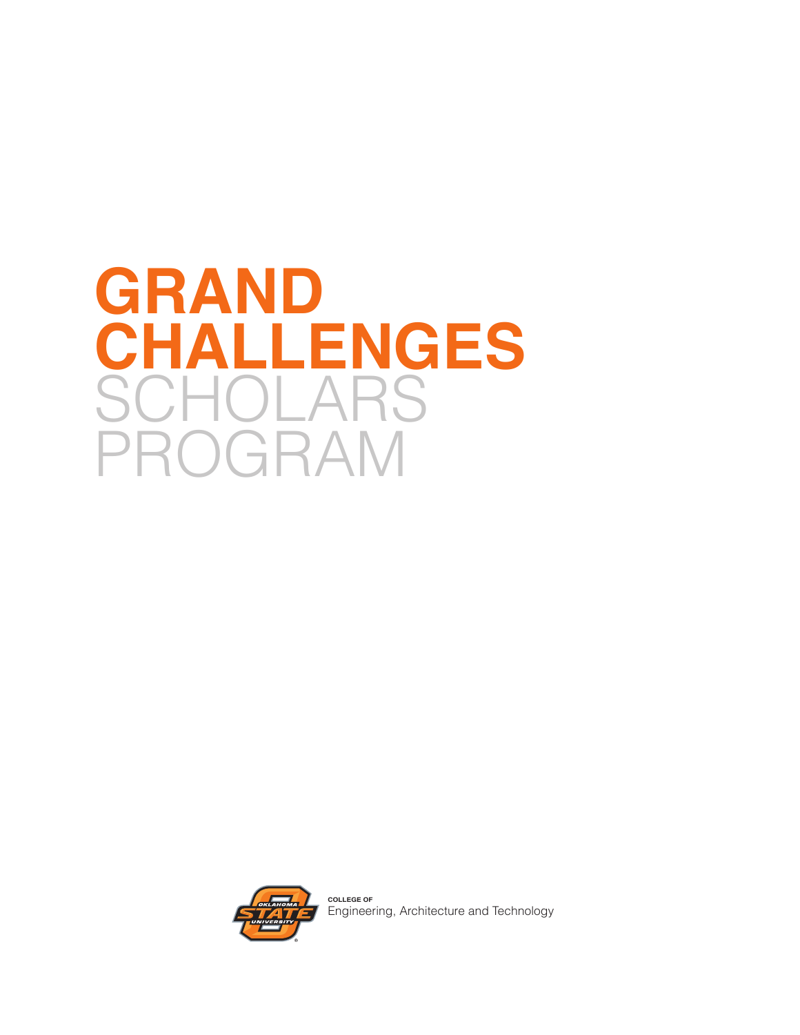# GRAND CHALLENGES SCHOLARS PROGRAM

COLLEGE OF
Engineering, Architecture and Technology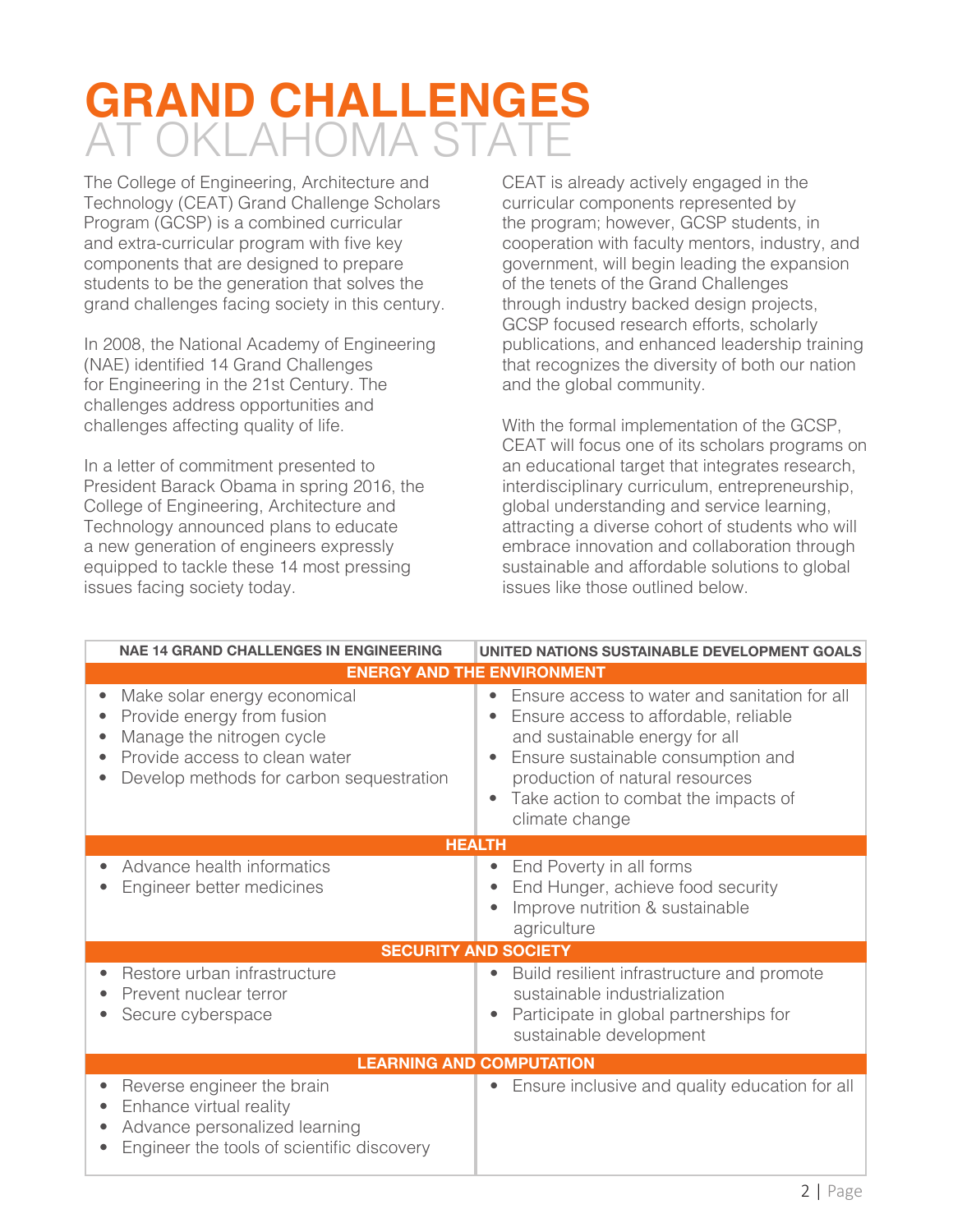# GRAND CHALLENGES AT OKLAHOMA STATE

The College of Engineering, Architecture and Technology (CEAT) Grand Challenge Scholars Program (GCSP) is a combined curricular and extra-curricular program with five key components that are designed to prepare students to be the generation that solves the grand challenges facing society in this century.

In 2008, the National Academy of Engineering (NAE) identified 14 Grand Challenges for Engineering in the 21st Century. The challenges address opportunities and challenges affecting quality of life.

In a letter of commitment presented to President Barack Obama in spring 2016, the College of Engineering, Architecture and Technology announced plans to educate a new generation of engineers expressly equipped to tackle these 14 most pressing issues facing society today.

CEAT is already actively engaged in the curricular components represented by the program; however, GCSP students, in cooperation with faculty mentors, industry, and government, will begin leading the expansion of the tenets of the Grand Challenges through industry backed design projects, GCSP focused research efforts, scholarly publications, and enhanced leadership training that recognizes the diversity of both our nation and the global community.

With the formal implementation of the GCSP, CEAT will focus one of its scholars programs on an educational target that integrates research, interdisciplinary curriculum, entrepreneurship, global understanding and service learning, attracting a diverse cohort of students who will embrace innovation and collaboration through sustainable and affordable solutions to global issues like those outlined below.

| NAE 14 GRAND CHALLENGES IN ENGINEERING | UNITED NATIONS SUSTAINABLE DEVELOPMENT GOALS |
|---|---|
| **ENERGY AND THE ENVIRONMENT** | |
| • Make solar energy economical<br>• Provide energy from fusion<br>• Manage the nitrogen cycle<br>• Provide access to clean water<br>• Develop methods for carbon sequestration | • Ensure access to water and sanitation for all<br>• Ensure access to affordable, reliable and sustainable energy for all<br>• Ensure sustainable consumption and production of natural resources<br>• Take action to combat the impacts of climate change |
| **HEALTH** | |
| • Advance health informatics<br>• Engineer better medicines | • End Poverty in all forms<br>• End Hunger, achieve food security<br>• Improve nutrition & sustainable agriculture |
| **SECURITY AND SOCIETY** | |
| • Restore urban infrastructure<br>• Prevent nuclear terror<br>• Secure cyberspace | • Build resilient infrastructure and promote sustainable industrialization<br>• Participate in global partnerships for sustainable development |
| **LEARNING AND COMPUTATION** | |
| • Reverse engineer the brain<br>• Enhance virtual reality<br>• Advance personalized learning<br>• Engineer the tools of scientific discovery | • Ensure inclusive and quality education for all |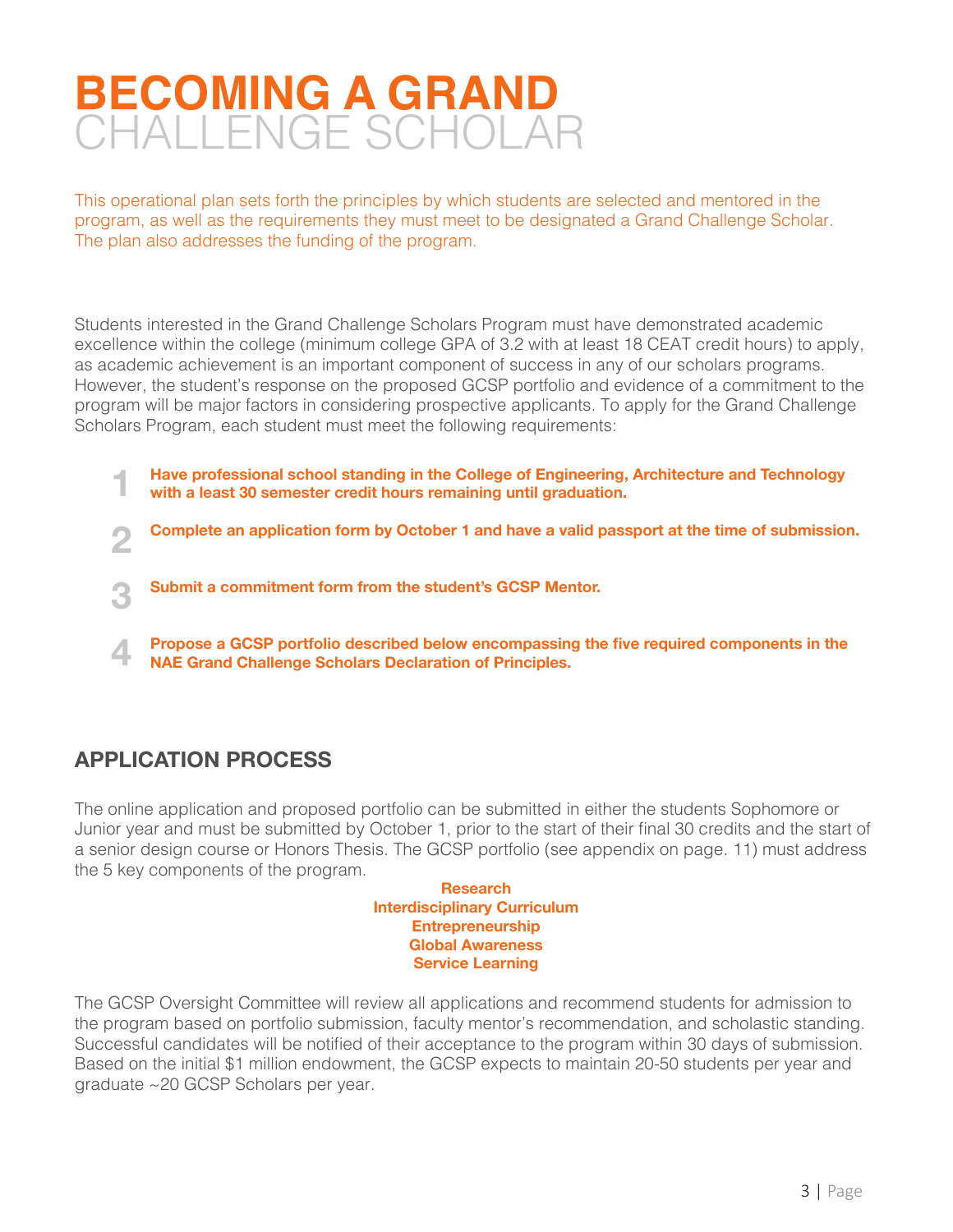# BECOMING A GRAND CHALLENGE SCHOLAR

This operational plan sets forth the principles by which students are selected and mentored in the program, as well as the requirements they must meet to be designated a Grand Challenge Scholar. The plan also addresses the funding of the program.

Students interested in the Grand Challenge Scholars Program must have demonstrated academic excellence within the college (minimum college GPA of 3.2 with at least 18 CEAT credit hours) to apply, as academic achievement is an important component of success in any of our scholars programs. However, the student's response on the proposed GCSP portfolio and evidence of a commitment to the program will be major factors in considering prospective applicants. To apply for the Grand Challenge Scholars Program, each student must meet the following requirements:

1. **Have professional school standing in the College of Engineering, Architecture and Technology with a least 30 semester credit hours remaining until graduation.**
2. **Complete an application form by October 1 and have a valid passport at the time of submission.**
3. **Submit a commitment form from the student's GCSP Mentor.**
4. **Propose a GCSP portfolio described below encompassing the five required components in the NAE Grand Challenge Scholars Declaration of Principles.**

## APPLICATION PROCESS

The online application and proposed portfolio can be submitted in either the students Sophomore or Junior year and must be submitted by October 1, prior to the start of their final 30 credits and the start of a senior design course or Honors Thesis. The GCSP portfolio (see appendix on page. 11) must address the 5 key components of the program.

**Research**
**Interdisciplinary Curriculum**
**Entrepreneurship**
**Global Awareness**
**Service Learning**

The GCSP Oversight Committee will review all applications and recommend students for admission to the program based on portfolio submission, faculty mentor's recommendation, and scholastic standing. Successful candidates will be notified of their acceptance to the program within 30 days of submission. Based on the initial $1 million endowment, the GCSP expects to maintain 20-50 students per year and graduate ~20 GCSP Scholars per year.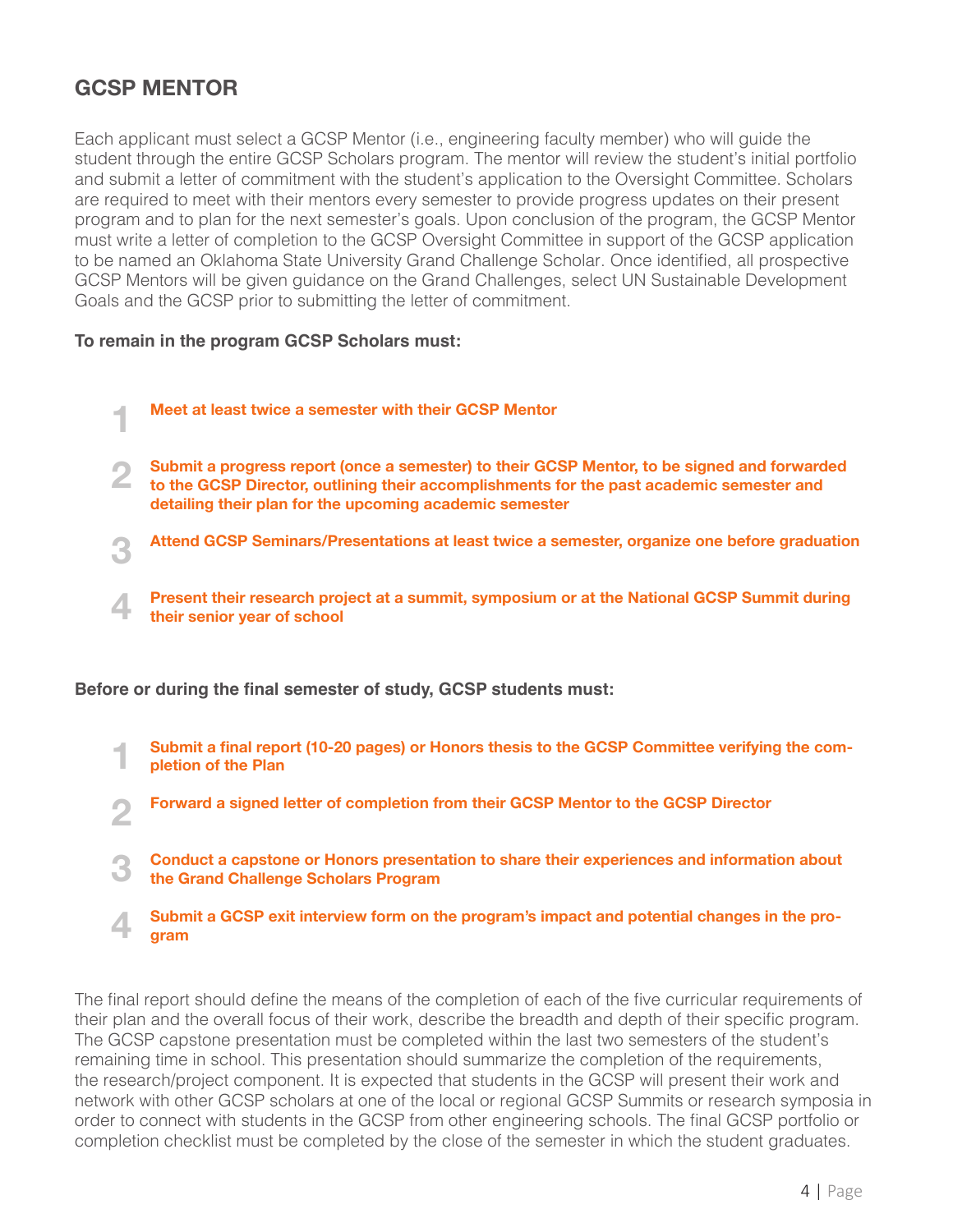## GCSP MENTOR

Each applicant must select a GCSP Mentor (i.e., engineering faculty member) who will guide the student through the entire GCSP Scholars program. The mentor will review the student's initial portfolio and submit a letter of commitment with the student's application to the Oversight Committee. Scholars are required to meet with their mentors every semester to provide progress updates on their present program and to plan for the next semester's goals. Upon conclusion of the program, the GCSP Mentor must write a letter of completion to the GCSP Oversight Committee in support of the GCSP application to be named an Oklahoma State University Grand Challenge Scholar. Once identified, all prospective GCSP Mentors will be given guidance on the Grand Challenges, select UN Sustainable Development Goals and the GCSP prior to submitting the letter of commitment.

**To remain in the program GCSP Scholars must:**

1. **Meet at least twice a semester with their GCSP Mentor**
2. **Submit a progress report (once a semester) to their GCSP Mentor, to be signed and forwarded to the GCSP Director, outlining their accomplishments for the past academic semester and detailing their plan for the upcoming academic semester**
3. **Attend GCSP Seminars/Presentations at least twice a semester, organize one before graduation**
4. **Present their research project at a summit, symposium or at the National GCSP Summit during their senior year of school**

**Before or during the final semester of study, GCSP students must:**

1. **Submit a final report (10-20 pages) or Honors thesis to the GCSP Committee verifying the completion of the Plan**
2. **Forward a signed letter of completion from their GCSP Mentor to the GCSP Director**
3. **Conduct a capstone or Honors presentation to share their experiences and information about the Grand Challenge Scholars Program**
4. **Submit a GCSP exit interview form on the program's impact and potential changes in the program**

The final report should define the means of the completion of each of the five curricular requirements of their plan and the overall focus of their work, describe the breadth and depth of their specific program. The GCSP capstone presentation must be completed within the last two semesters of the student's remaining time in school. This presentation should summarize the completion of the requirements, the research/project component. It is expected that students in the GCSP will present their work and network with other GCSP scholars at one of the local or regional GCSP Summits or research symposia in order to connect with students in the GCSP from other engineering schools. The final GCSP portfolio or completion checklist must be completed by the close of the semester in which the student graduates.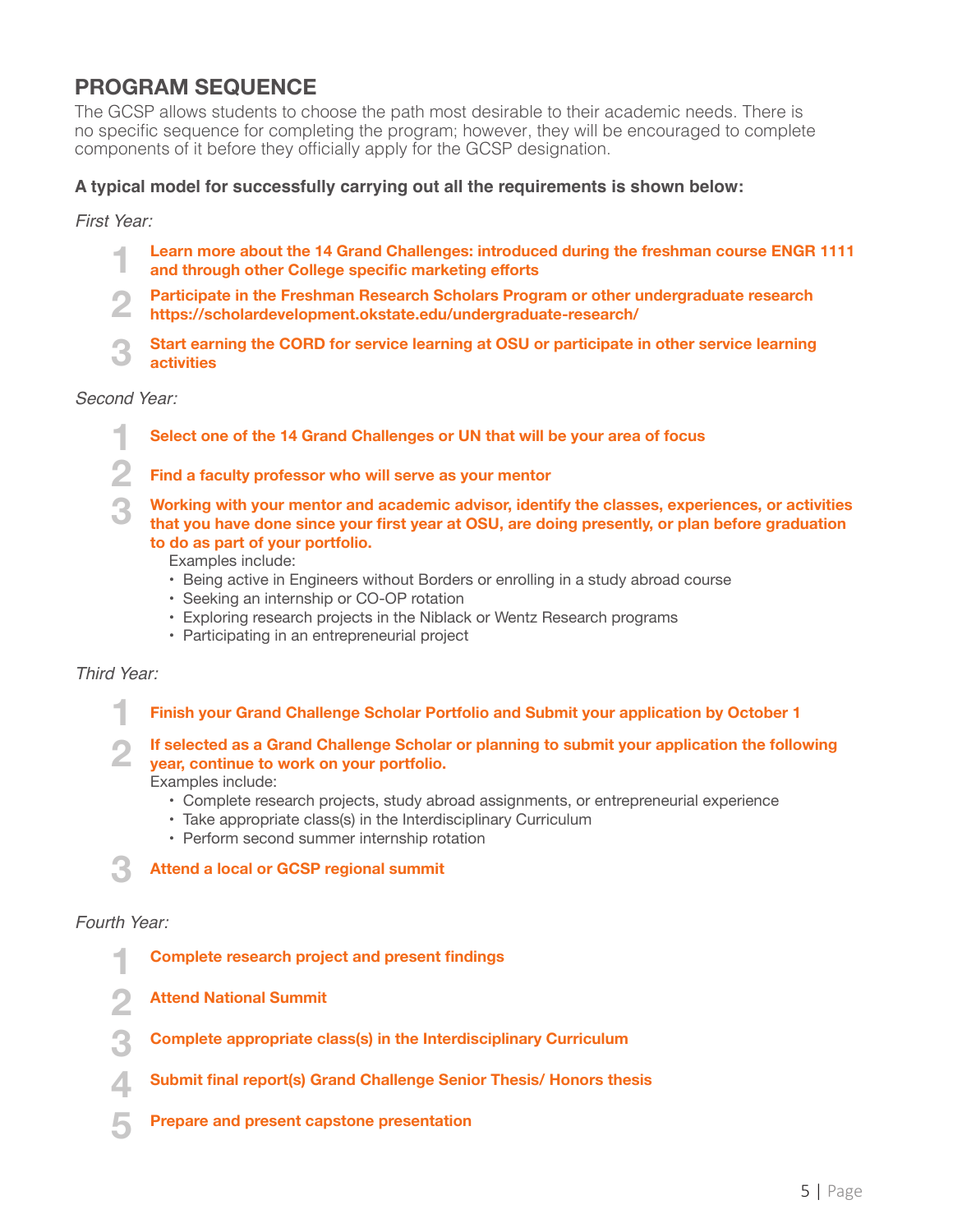## PROGRAM SEQUENCE

The GCSP allows students to choose the path most desirable to their academic needs. There is no specific sequence for completing the program; however, they will be encouraged to complete components of it before they officially apply for the GCSP designation.

**A typical model for successfully carrying out all the requirements is shown below:**

*First Year:*

1. **Learn more about the 14 Grand Challenges: introduced during the freshman course ENGR 1111 and through other College specific marketing efforts**
2. **Participate in the Freshman Research Scholars Program or other undergraduate research https://scholardevelopment.okstate.edu/undergraduate-research/**
3. **Start earning the CORD for service learning at OSU or participate in other service learning activities**

*Second Year:*

1. **Select one of the 14 Grand Challenges or UN that will be your area of focus**
2. **Find a faculty professor who will serve as your mentor**
3. **Working with your mentor and academic advisor, identify the classes, experiences, or activities that you have done since your first year at OSU, are doing presently, or plan before graduation to do as part of your portfolio.**

   Examples include:
   - Being active in Engineers without Borders or enrolling in a study abroad course
   - Seeking an internship or CO-OP rotation
   - Exploring research projects in the Niblack or Wentz Research programs
   - Participating in an entrepreneurial project

*Third Year:*

1. **Finish your Grand Challenge Scholar Portfolio and Submit your application by October 1**
2. **If selected as a Grand Challenge Scholar or planning to submit your application the following year, continue to work on your portfolio.**

   Examples include:
   - Complete research projects, study abroad assignments, or entrepreneurial experience
   - Take appropriate class(s) in the Interdisciplinary Curriculum
   - Perform second summer internship rotation
3. **Attend a local or GCSP regional summit**

*Fourth Year:*

1. **Complete research project and present findings**
2. **Attend National Summit**
3. **Complete appropriate class(s) in the Interdisciplinary Curriculum**
4. **Submit final report(s) Grand Challenge Senior Thesis/ Honors thesis**
5. **Prepare and present capstone presentation**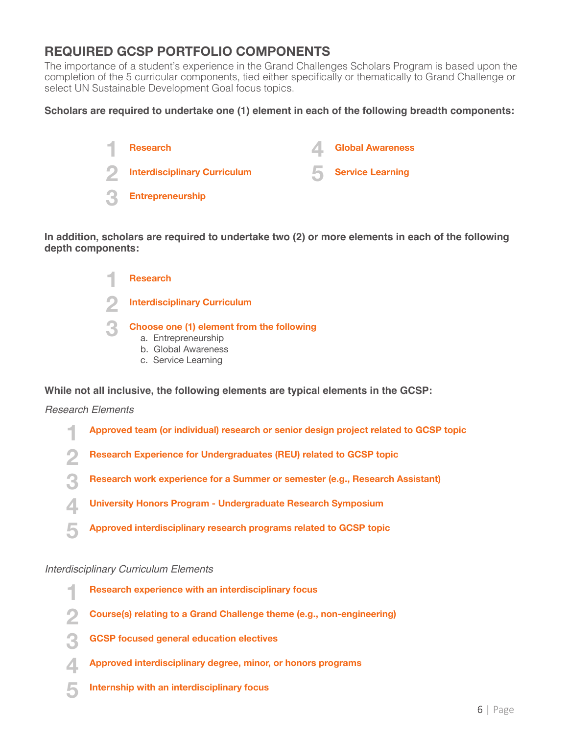## REQUIRED GCSP PORTFOLIO COMPONENTS

The importance of a student's experience in the Grand Challenges Scholars Program is based upon the completion of the 5 curricular components, tied either specifically or thematically to Grand Challenge or select UN Sustainable Development Goal focus topics.

**Scholars are required to undertake one (1) element in each of the following breadth components:**

1. **Research**
2. **Interdisciplinary Curriculum**
3. **Entrepreneurship**
4. **Global Awareness**
5. **Service Learning**

**In addition, scholars are required to undertake two (2) or more elements in each of the following depth components:**

1. **Research**
2. **Interdisciplinary Curriculum**
3. **Choose one (1) element from the following**
   a. Entrepreneurship
   b. Global Awareness
   c. Service Learning

**While not all inclusive, the following elements are typical elements in the GCSP:**

*Research Elements*

1. **Approved team (or individual) research or senior design project related to GCSP topic**
2. **Research Experience for Undergraduates (REU) related to GCSP topic**
3. **Research work experience for a Summer or semester (e.g., Research Assistant)**
4. **University Honors Program - Undergraduate Research Symposium**
5. **Approved interdisciplinary research programs related to GCSP topic**

*Interdisciplinary Curriculum Elements*

1. **Research experience with an interdisciplinary focus**
2. **Course(s) relating to a Grand Challenge theme (e.g., non-engineering)**
3. **GCSP focused general education electives**
4. **Approved interdisciplinary degree, minor, or honors programs**
5. **Internship with an interdisciplinary focus**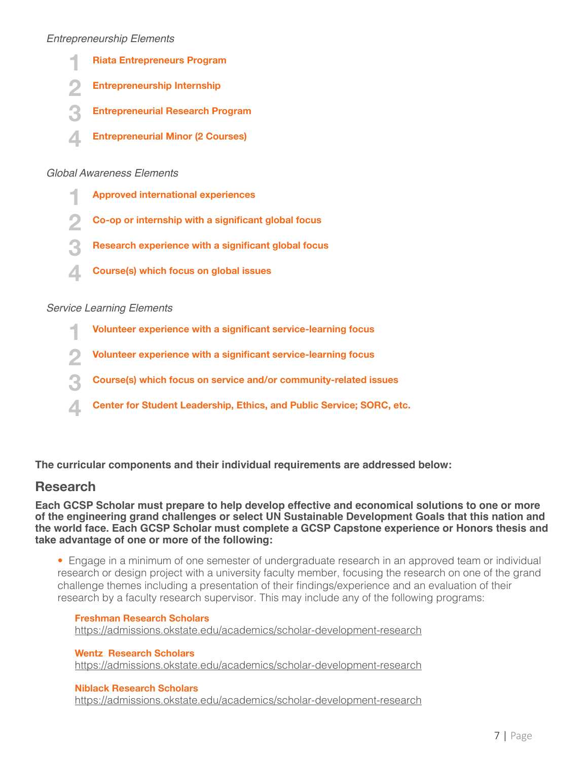*Entrepreneurship Elements*

1. **Riata Entrepreneurs Program**
2. **Entrepreneurship Internship**
3. **Entrepreneurial Research Program**
4. **Entrepreneurial Minor (2 Courses)**

*Global Awareness Elements*

1. **Approved international experiences**
2. **Co-op or internship with a significant global focus**
3. **Research experience with a significant global focus**
4. **Course(s) which focus on global issues**

*Service Learning Elements*

1. **Volunteer experience with a significant service-learning focus**
2. **Volunteer experience with a significant service-learning focus**
3. **Course(s) which focus on service and/or community-related issues**
4. **Center for Student Leadership, Ethics, and Public Service; SORC, etc.**

**The curricular components and their individual requirements are addressed below:**

## Research

**Each GCSP Scholar must prepare to help develop effective and economical solutions to one or more of the engineering grand challenges or select UN Sustainable Development Goals that this nation and the world face. Each GCSP Scholar must complete a GCSP Capstone experience or Honors thesis and take advantage of one or more of the following:**

- Engage in a minimum of one semester of undergraduate research in an approved team or individual research or design project with a university faculty member, focusing the research on one of the grand challenge themes including a presentation of their findings/experience and an evaluation of their research by a faculty research supervisor. This may include any of the following programs:

  **Freshman Research Scholars**
  https://admissions.okstate.edu/academics/scholar-development-research

  **Wentz Research Scholars**
  https://admissions.okstate.edu/academics/scholar-development-research

  **Niblack Research Scholars**
  https://admissions.okstate.edu/academics/scholar-development-research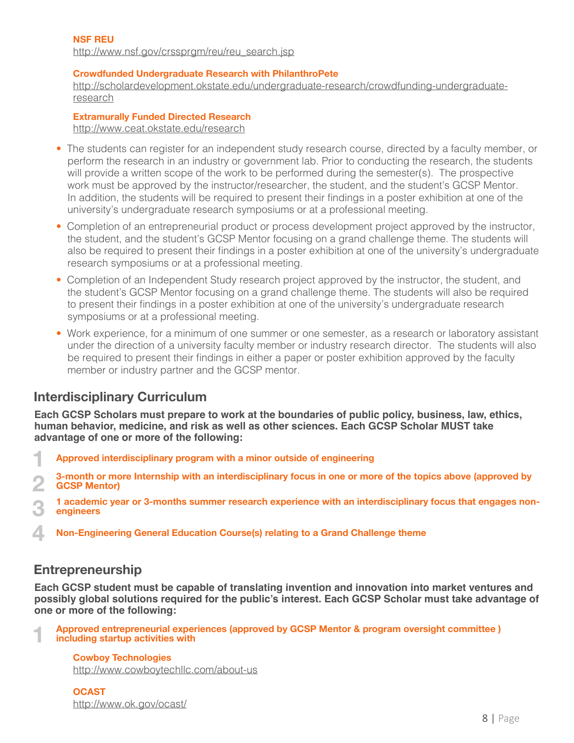**NSF REU**
http://www.nsf.gov/crssprgm/reu/reu_search.jsp

**Crowdfunded Undergraduate Research with PhilanthroPete**
http://scholardevelopment.okstate.edu/undergraduate-research/crowdfunding-undergraduate-research

**Extramurally Funded Directed Research**
http://www.ceat.okstate.edu/research

- The students can register for an independent study research course, directed by a faculty member, or perform the research in an industry or government lab. Prior to conducting the research, the students will provide a written scope of the work to be performed during the semester(s). The prospective work must be approved by the instructor/researcher, the student, and the student's GCSP Mentor. In addition, the students will be required to present their findings in a poster exhibition at one of the university's undergraduate research symposiums or at a professional meeting.
- Completion of an entrepreneurial product or process development project approved by the instructor, the student, and the student's GCSP Mentor focusing on a grand challenge theme. The students will also be required to present their findings in a poster exhibition at one of the university's undergraduate research symposiums or at a professional meeting.
- Completion of an Independent Study research project approved by the instructor, the student, and the student's GCSP Mentor focusing on a grand challenge theme. The students will also be required to present their findings in a poster exhibition at one of the university's undergraduate research symposiums or at a professional meeting.
- Work experience, for a minimum of one summer or one semester, as a research or laboratory assistant under the direction of a university faculty member or industry research director. The students will also be required to present their findings in either a paper or poster exhibition approved by the faculty member or industry partner and the GCSP mentor.

## Interdisciplinary Curriculum

**Each GCSP Scholars must prepare to work at the boundaries of public policy, business, law, ethics, human behavior, medicine, and risk as well as other sciences. Each GCSP Scholar MUST take advantage of one or more of the following:**

1. **Approved interdisciplinary program with a minor outside of engineering**
2. **3-month or more Internship with an interdisciplinary focus in one or more of the topics above (approved by GCSP Mentor)**
3. **1 academic year or 3-months summer research experience with an interdisciplinary focus that engages non-engineers**
4. **Non-Engineering General Education Course(s) relating to a Grand Challenge theme**

## Entrepreneurship

**Each GCSP student must be capable of translating invention and innovation into market ventures and possibly global solutions required for the public's interest. Each GCSP Scholar must take advantage of one or more of the following:**

1. **Approved entrepreneurial experiences (approved by GCSP Mentor & program oversight committee ) including startup activities with**

   **Cowboy Technologies**
   http://www.cowboytechllc.com/about-us

   **OCAST**
   http://www.ok.gov/ocast/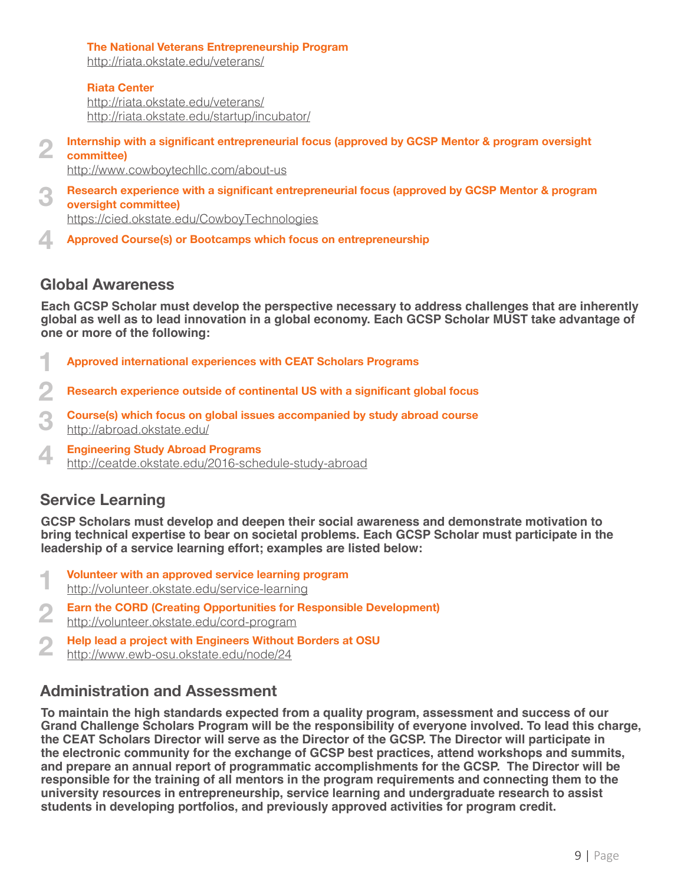**The National Veterans Entrepreneurship Program**
http://riata.okstate.edu/veterans/

**Riata Center**
http://riata.okstate.edu/veterans/
http://riata.okstate.edu/startup/incubator/

2. **Internship with a significant entrepreneurial focus (approved by GCSP Mentor & program oversight committee)**
   http://www.cowboytechllc.com/about-us
3. **Research experience with a significant entrepreneurial focus (approved by GCSP Mentor & program oversight committee)**
   https://cied.okstate.edu/CowboyTechnologies
4. **Approved Course(s) or Bootcamps which focus on entrepreneurship**

## Global Awareness

**Each GCSP Scholar must develop the perspective necessary to address challenges that are inherently global as well as to lead innovation in a global economy. Each GCSP Scholar MUST take advantage of one or more of the following:**

1. **Approved international experiences with CEAT Scholars Programs**
2. **Research experience outside of continental US with a significant global focus**
3. **Course(s) which focus on global issues accompanied by study abroad course**
   http://abroad.okstate.edu/
4. **Engineering Study Abroad Programs**
   http://ceatde.okstate.edu/2016-schedule-study-abroad

## Service Learning

**GCSP Scholars must develop and deepen their social awareness and demonstrate motivation to bring technical expertise to bear on societal problems. Each GCSP Scholar must participate in the leadership of a service learning effort; examples are listed below:**

1. **Volunteer with an approved service learning program**
   http://volunteer.okstate.edu/service-learning
2. **Earn the CORD (Creating Opportunities for Responsible Development)**
   http://volunteer.okstate.edu/cord-program
2. **Help lead a project with Engineers Without Borders at OSU**
   http://www.ewb-osu.okstate.edu/node/24

## Administration and Assessment

**To maintain the high standards expected from a quality program, assessment and success of our Grand Challenge Scholars Program will be the responsibility of everyone involved. To lead this charge, the CEAT Scholars Director will serve as the Director of the GCSP. The Director will participate in the electronic community for the exchange of GCSP best practices, attend workshops and summits, and prepare an annual report of programmatic accomplishments for the GCSP. The Director will be responsible for the training of all mentors in the program requirements and connecting them to the university resources in entrepreneurship, service learning and undergraduate research to assist students in developing portfolios, and previously approved activities for program credit.**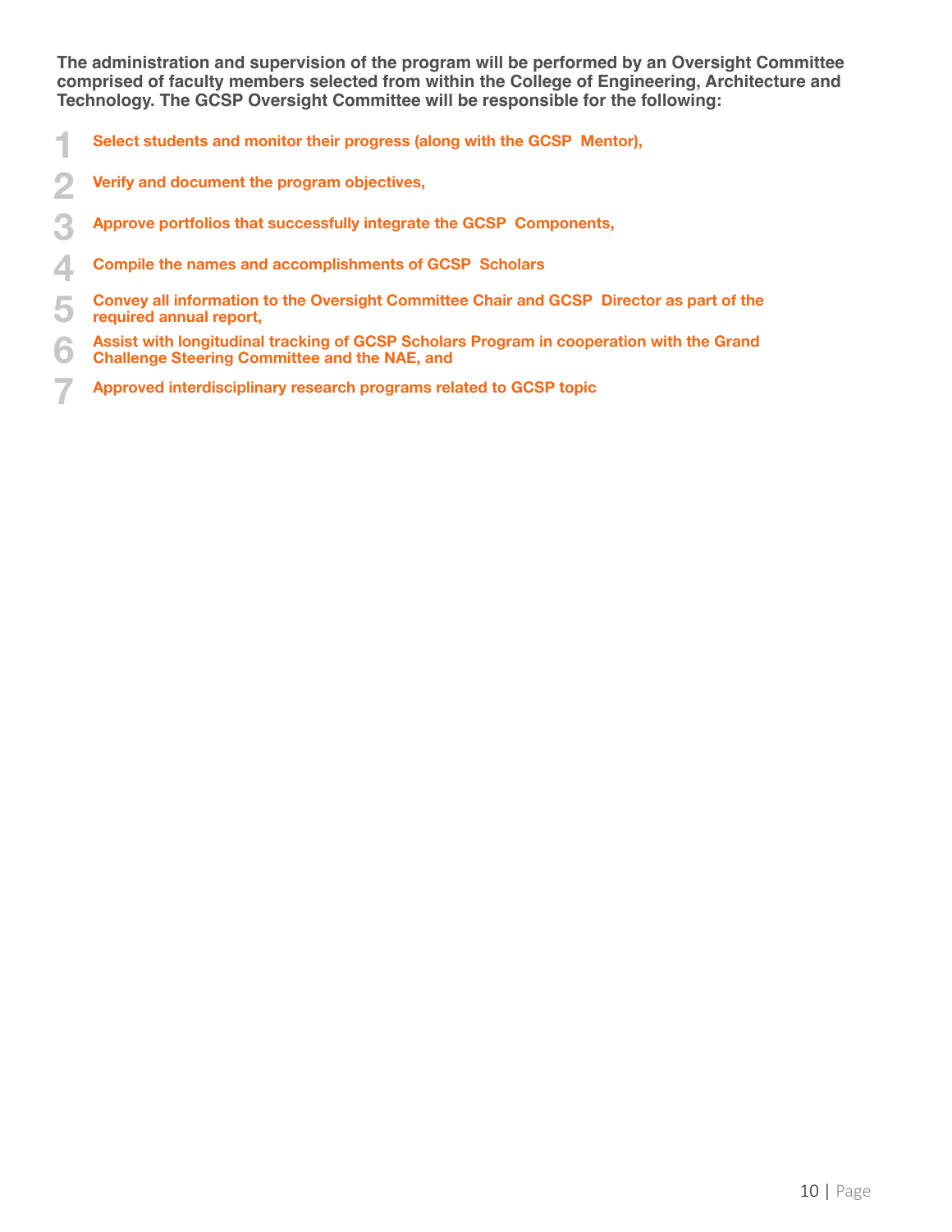**The administration and supervision of the program will be performed by an Oversight Committee comprised of faculty members selected from within the College of Engineering, Architecture and Technology. The GCSP Oversight Committee will be responsible for the following:**

1. **Select students and monitor their progress (along with the GCSP Mentor),**
2. **Verify and document the program objectives,**
3. **Approve portfolios that successfully integrate the GCSP Components,**
4. **Compile the names and accomplishments of GCSP Scholars**
5. **Convey all information to the Oversight Committee Chair and GCSP Director as part of the required annual report,**
6. **Assist with longitudinal tracking of GCSP Scholars Program in cooperation with the Grand Challenge Steering Committee and the NAE, and**
7. **Approved interdisciplinary research programs related to GCSP topic**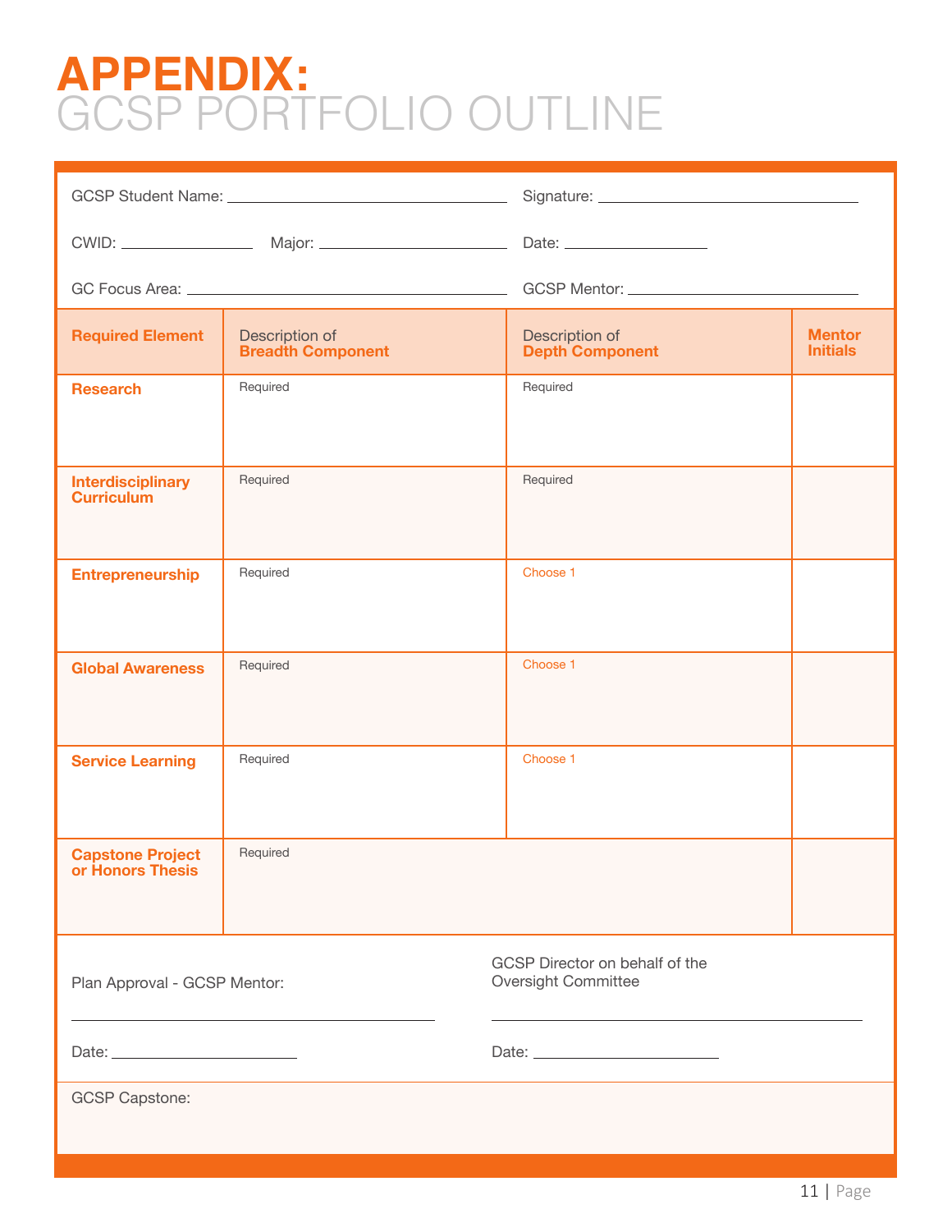# APPENDIX:
# GCSP PORTFOLIO OUTLINE

GCSP Student Name: ______________________________ Signature: ______________________________

CWID: ______________ Major: ____________________ Date: ______________

GC Focus Area: ______________________________ GCSP Mentor: ______________________________

| Required Element | Description of **Breadth Component** | Description of **Depth Component** | Mentor Initials |
|---|---|---|---|
| **Research** | Required | Required | |
| **Interdisciplinary Curriculum** | Required | Required | |
| **Entrepreneurship** | Required | Choose 1 | |
| **Global Awareness** | Required | Choose 1 | |
| **Service Learning** | Required | Choose 1 | |
| **Capstone Project or Honors Thesis** | Required | | |

Plan Approval - GCSP Mentor:

______________________________

Date: ______________

GCSP Director on behalf of the Oversight Committee

______________________________

Date: ______________

GCSP Capstone: